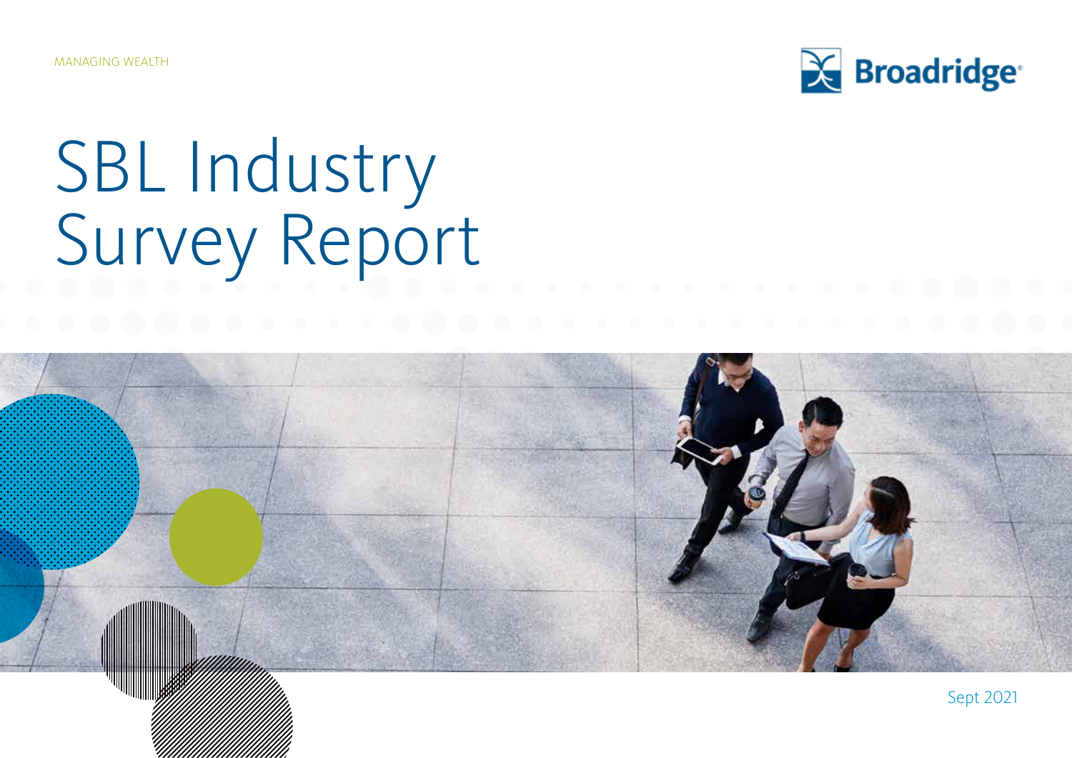MANAGING WEALTH

Broadridge

# SBL Industry Survey Report

Sept 2021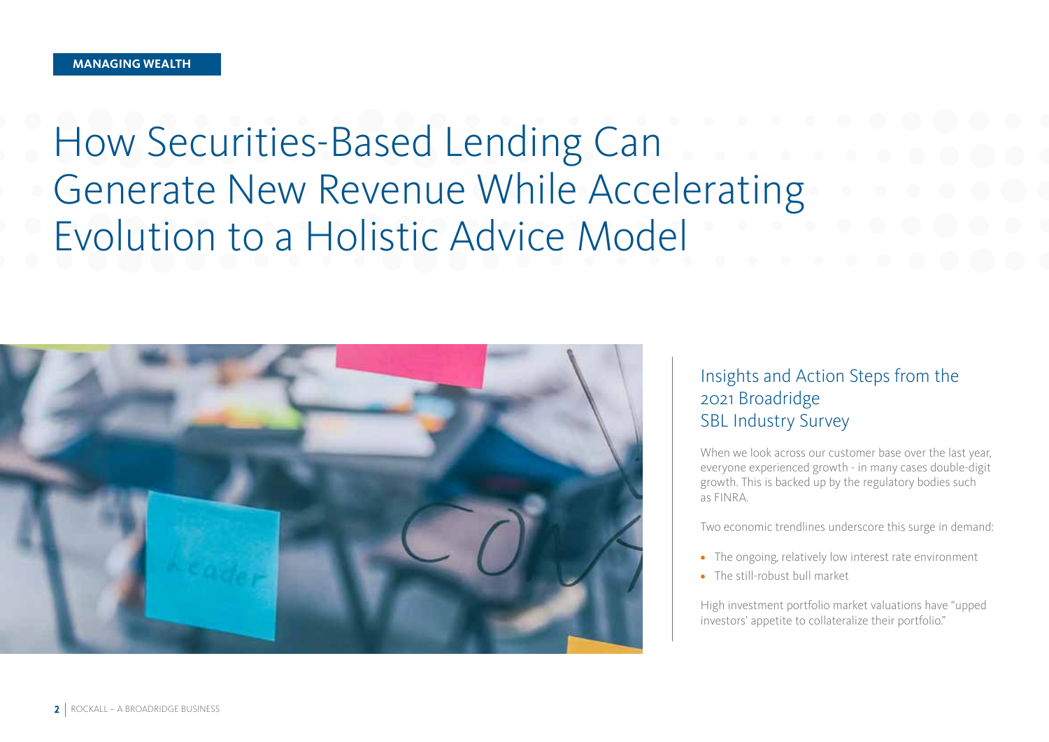MANAGING WEALTH

# How Securities-Based Lending Can Generate New Revenue While Accelerating Evolution to a Holistic Advice Model

## Insights and Action Steps from the 2021 Broadridge SBL Industry Survey

When we look across our customer base over the last year, everyone experienced growth - in many cases double-digit growth. This is backed up by the regulatory bodies such as FINRA.

Two economic trendlines underscore this surge in demand:

- The ongoing, relatively low interest rate environment
- The still-robust bull market

High investment portfolio market valuations have "upped investors' appetite to collateralize their portfolio."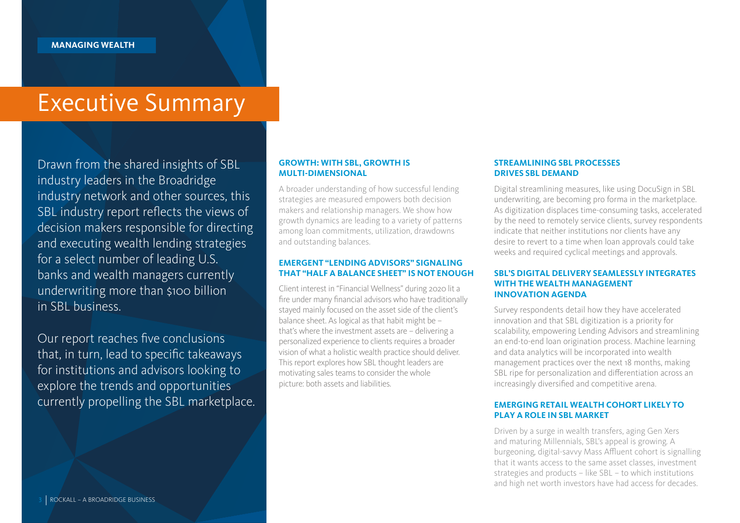MANAGING WEALTH

# Executive Summary

Drawn from the shared insights of SBL industry leaders in the Broadridge industry network and other sources, this SBL industry report reflects the views of decision makers responsible for directing and executing wealth lending strategies for a select number of leading U.S. banks and wealth managers currently underwriting more than $100 billion in SBL business.

Our report reaches five conclusions that, in turn, lead to specific takeaways for institutions and advisors looking to explore the trends and opportunities currently propelling the SBL marketplace.

### GROWTH: WITH SBL, GROWTH IS MULTI-DIMENSIONAL

A broader understanding of how successful lending strategies are measured empowers both decision makers and relationship managers. We show how growth dynamics are leading to a variety of patterns among loan commitments, utilization, drawdowns and outstanding balances.

### EMERGENT "LENDING ADVISORS" SIGNALING THAT "HALF A BALANCE SHEET" IS NOT ENOUGH

Client interest in "Financial Wellness" during 2020 lit a fire under many financial advisors who have traditionally stayed mainly focused on the asset side of the client's balance sheet. As logical as that habit might be – that's where the investment assets are – delivering a personalized experience to clients requires a broader vision of what a holistic wealth practice should deliver. This report explores how SBL thought leaders are motivating sales teams to consider the whole picture: both assets and liabilities.

### STREAMLINING SBL PROCESSES DRIVES SBL DEMAND

Digital streamlining measures, like using DocuSign in SBL underwriting, are becoming pro forma in the marketplace. As digitization displaces time-consuming tasks, accelerated by the need to remotely service clients, survey respondents indicate that neither institutions nor clients have any desire to revert to a time when loan approvals could take weeks and required cyclical meetings and approvals.

### SBL'S DIGITAL DELIVERY SEAMLESSLY INTEGRATES WITH THE WEALTH MANAGEMENT INNOVATION AGENDA

Survey respondents detail how they have accelerated innovation and that SBL digitization is a priority for scalability, empowering Lending Advisors and streamlining an end-to-end loan origination process. Machine learning and data analytics will be incorporated into wealth management practices over the next 18 months, making SBL ripe for personalization and differentiation across an increasingly diversified and competitive arena.

### EMERGING RETAIL WEALTH COHORT LIKELY TO PLAY A ROLE IN SBL MARKET

Driven by a surge in wealth transfers, aging Gen Xers and maturing Millennials, SBL's appeal is growing. A burgeoning, digital-savvy Mass Affluent cohort is signalling that it wants access to the same asset classes, investment strategies and products – like SBL – to which institutions and high net worth investors have had access for decades.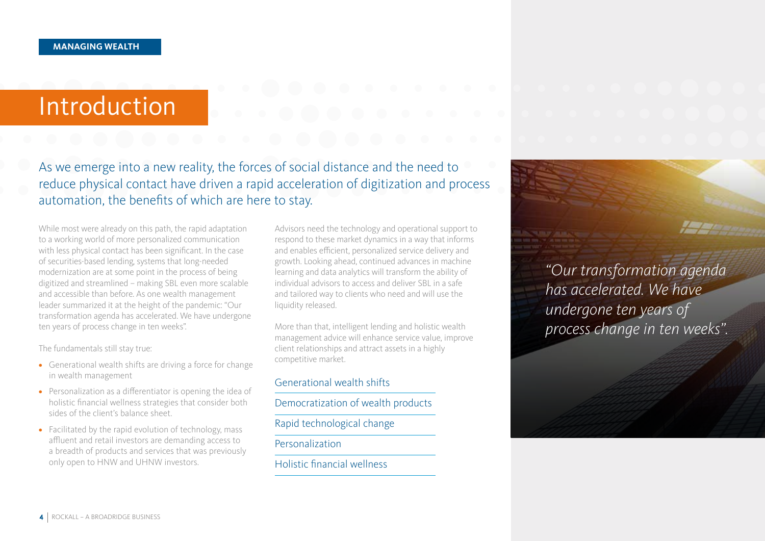**MANAGING WEALTH**

# Introduction

As we emerge into a new reality, the forces of social distance and the need to reduce physical contact have driven a rapid acceleration of digitization and process automation, the benefits of which are here to stay.

While most were already on this path, the rapid adaptation to a working world of more personalized communication with less physical contact has been significant. In the case of securities-based lending, systems that long-needed modernization are at some point in the process of being digitized and streamlined – making SBL even more scalable and accessible than before. As one wealth management leader summarized it at the height of the pandemic: "Our transformation agenda has accelerated. We have undergone ten years of process change in ten weeks".

The fundamentals still stay true:

- Generational wealth shifts are driving a force for change in wealth management
- Personalization as a differentiator is opening the idea of holistic financial wellness strategies that consider both sides of the client's balance sheet.
- Facilitated by the rapid evolution of technology, mass affluent and retail investors are demanding access to a breadth of products and services that was previously only open to HNW and UHNW investors.

Advisors need the technology and operational support to respond to these market dynamics in a way that informs and enables efficient, personalized service delivery and growth. Looking ahead, continued advances in machine learning and data analytics will transform the ability of individual advisors to access and deliver SBL in a safe and tailored way to clients who need and will use the liquidity released.

More than that, intelligent lending and holistic wealth management advice will enhance service value, improve client relationships and attract assets in a highly competitive market.

- Generational wealth shifts
- Democratization of wealth products
- Rapid technological change
- Personalization
- Holistic financial wellness

*"Our transformation agenda has accelerated. We have undergone ten years of process change in ten weeks".*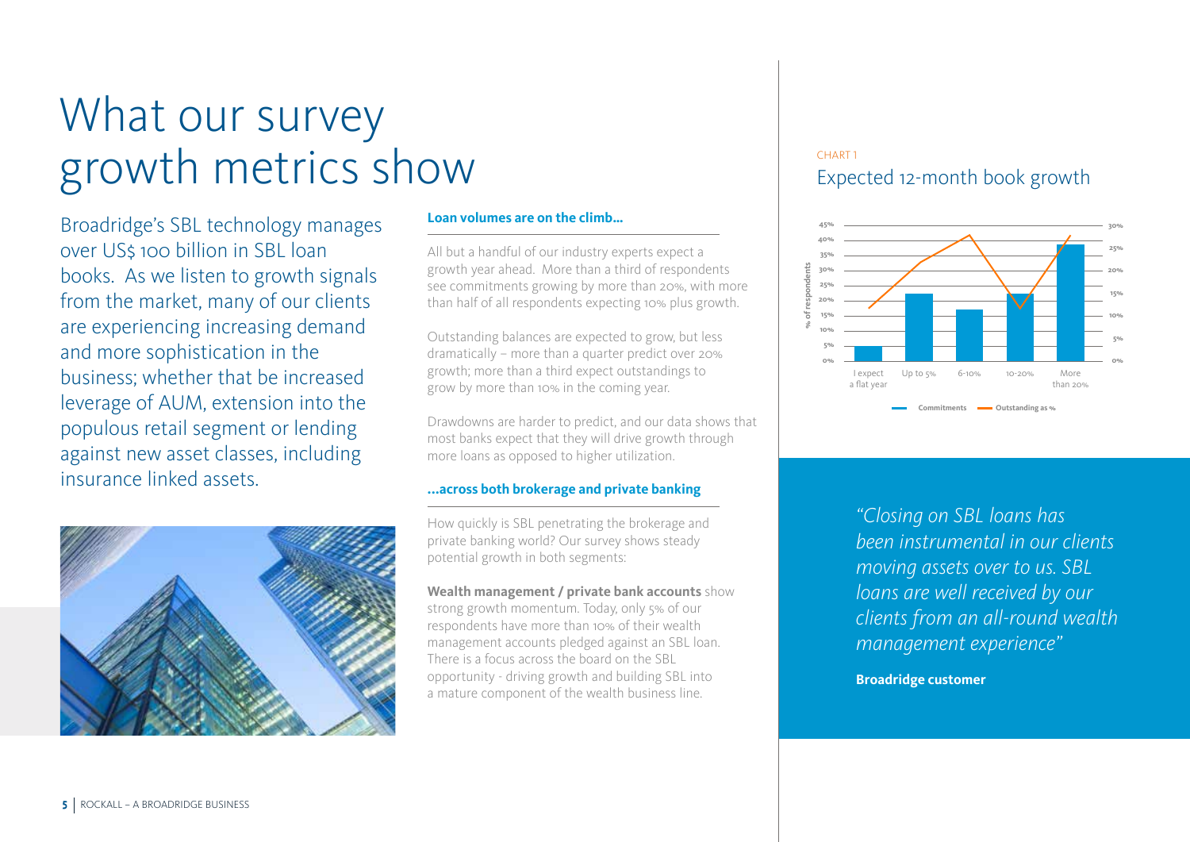# What our survey growth metrics show

Broadridge's SBL technology manages over US$ 100 billion in SBL loan books. As we listen to growth signals from the market, many of our clients are experiencing increasing demand and more sophistication in the business; whether that be increased leverage of AUM, extension into the populous retail segment or lending against new asset classes, including insurance linked assets.

### Loan volumes are on the climb...

All but a handful of our industry experts expect a growth year ahead. More than a third of respondents see commitments growing by more than 20%, with more than half of all respondents expecting 10% plus growth.

Outstanding balances are expected to grow, but less dramatically – more than a quarter predict over 20% growth; more than a third expect outstandings to grow by more than 10% in the coming year.

Drawdowns are harder to predict, and our data shows that most banks expect that they will drive growth through more loans as opposed to higher utilization.

### ...across both brokerage and private banking

How quickly is SBL penetrating the brokerage and private banking world? Our survey shows steady potential growth in both segments:

**Wealth management / private bank accounts** show strong growth momentum. Today, only 5% of our respondents have more than 10% of their wealth management accounts pledged against an SBL loan. There is a focus across the board on the SBL opportunity - driving growth and building SBL into a mature component of the wealth business line.

CHART 1

## Expected 12-month book growth

% of respondents

| | I expect a flat year | Up to 5% | 6-10% | 10-20% | More than 20% |
|---|---|---|---|---|---|
| Commitments | | | | | |
| Outstanding as % | | | | | |

*"Closing on SBL loans has been instrumental in our clients moving assets over to us. SBL loans are well received by our clients from an all-round wealth management experience"*

**Broadridge customer**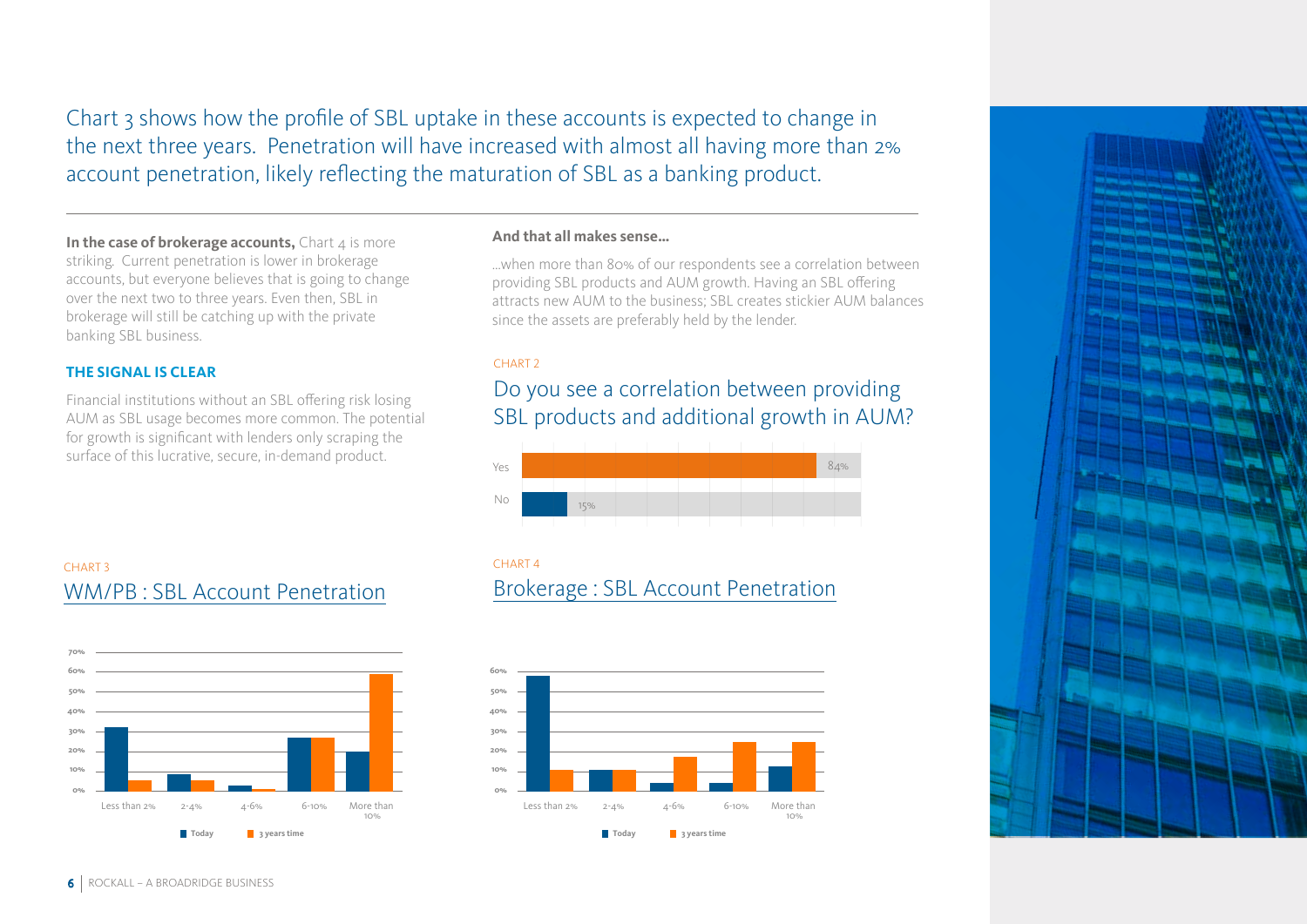Chart 3 shows how the profile of SBL uptake in these accounts is expected to change in the next three years. Penetration will have increased with almost all having more than 2% account penetration, likely reflecting the maturation of SBL as a banking product.

**In the case of brokerage accounts,** Chart 4 is more striking. Current penetration is lower in brokerage accounts, but everyone believes that is going to change over the next two to three years. Even then, SBL in brokerage will still be catching up with the private banking SBL business.

### THE SIGNAL IS CLEAR

Financial institutions without an SBL offering risk losing AUM as SBL usage becomes more common. The potential for growth is significant with lenders only scraping the surface of this lucrative, secure, in-demand product.

**And that all makes sense...**

...when more than 80% of our respondents see a correlation between providing SBL products and AUM growth. Having an SBL offering attracts new AUM to the business; SBL creates stickier AUM balances since the assets are preferably held by the lender.

CHART 2

## Do you see a correlation between providing SBL products and additional growth in AUM?

| | |
|---|---|
| Yes | 84% |
| No | 15% |

CHART 3

## WM/PB : SBL Account Penetration

CHART 4

## Brokerage : SBL Account Penetration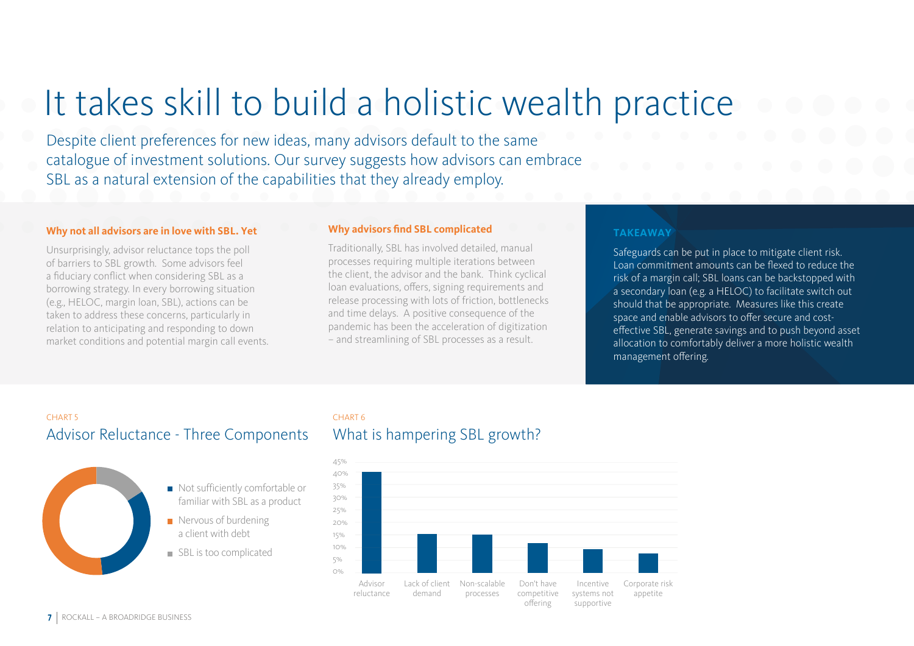# It takes skill to build a holistic wealth practice

Despite client preferences for new ideas, many advisors default to the same catalogue of investment solutions. Our survey suggests how advisors can embrace SBL as a natural extension of the capabilities that they already employ.

**Why not all advisors are in love with SBL. Yet**

Unsurprisingly, advisor reluctance tops the poll of barriers to SBL growth. Some advisors feel a fiduciary conflict when considering SBL as a borrowing strategy. In every borrowing situation (e.g., HELOC, margin loan, SBL), actions can be taken to address these concerns, particularly in relation to anticipating and responding to down market conditions and potential margin call events.

**Why advisors find SBL complicated**

Traditionally, SBL has involved detailed, manual processes requiring multiple iterations between the client, the advisor and the bank. Think cyclical loan evaluations, offers, signing requirements and release processing with lots of friction, bottlenecks and time delays. A positive consequence of the pandemic has been the acceleration of digitization – and streamlining of SBL processes as a result.

**TAKEAWAY**

Safeguards can be put in place to mitigate client risk. Loan commitment amounts can be flexed to reduce the risk of a margin call; SBL loans can be backstopped with a secondary loan (e.g. a HELOC) to facilitate switch out should that be appropriate. Measures like this create space and enable advisors to offer secure and cost-effective SBL, generate savings and to push beyond asset allocation to comfortably deliver a more holistic wealth management offering.

CHART 5

## Advisor Reluctance - Three Components

- Not sufficiently comfortable or familiar with SBL as a product
- Nervous of burdening a client with debt
- SBL is too complicated

CHART 6

## What is hampering SBL growth?

| Factor | Approx. % |
|---|---|
| Advisor reluctance | 40% |
| Lack of client demand | 15% |
| Non-scalable processes | 15% |
| Don't have competitive offering | 12% |
| Incentive systems not supportive | 9% |
| Corporate risk appetite | 8% |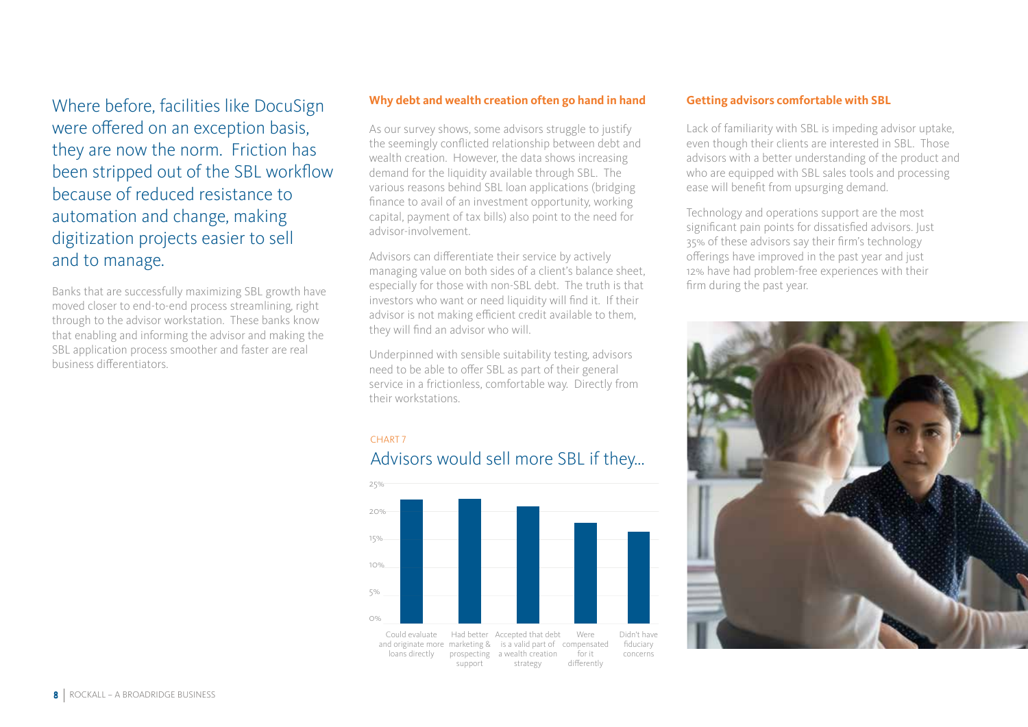Where before, facilities like DocuSign were offered on an exception basis, they are now the norm. Friction has been stripped out of the SBL workflow because of reduced resistance to automation and change, making digitization projects easier to sell and to manage.

Banks that are successfully maximizing SBL growth have moved closer to end-to-end process streamlining, right through to the advisor workstation. These banks know that enabling and informing the advisor and making the SBL application process smoother and faster are real business differentiators.

**Why debt and wealth creation often go hand in hand**

As our survey shows, some advisors struggle to justify the seemingly conflicted relationship between debt and wealth creation. However, the data shows increasing demand for the liquidity available through SBL. The various reasons behind SBL loan applications (bridging finance to avail of an investment opportunity, working capital, payment of tax bills) also point to the need for advisor-involvement.

Advisors can differentiate their service by actively managing value on both sides of a client's balance sheet, especially for those with non-SBL debt. The truth is that investors who want or need liquidity will find it. If their advisor is not making efficient credit available to them, they will find an advisor who will.

Underpinned with sensible suitability testing, advisors need to be able to offer SBL as part of their general service in a frictionless, comfortable way. Directly from their workstations.

CHART 7

## Advisors would sell more SBL if they...

| Response | Share |
|---|---|
| Could evaluate and originate more loans directly | ~22% |
| Had better marketing & prospecting support | ~22% |
| Accepted that debt is a valid part of a wealth creation strategy | ~21% |
| Were compensated for it differently | ~18% |
| Didn't have fiduciary concerns | ~16% |

**Getting advisors comfortable with SBL**

Lack of familiarity with SBL is impeding advisor uptake, even though their clients are interested in SBL. Those advisors with a better understanding of the product and who are equipped with SBL sales tools and processing ease will benefit from upsurging demand.

Technology and operations support are the most significant pain points for dissatisfied advisors. Just 35% of these advisors say their firm's technology offerings have improved in the past year and just 12% have had problem-free experiences with their firm during the past year.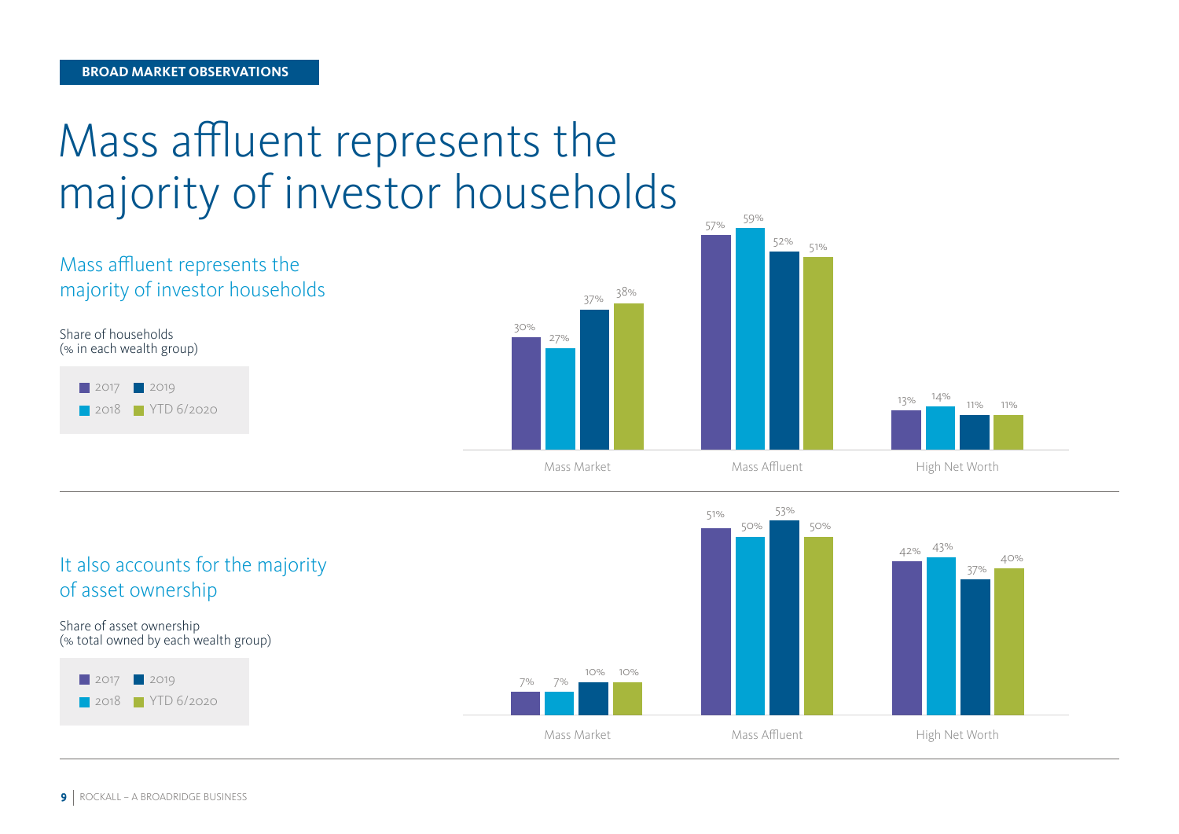BROAD MARKET OBSERVATIONS

# Mass affluent represents the majority of investor households

## Mass affluent represents the majority of investor households

Share of households
(% in each wealth group)

| | 2017 | 2018 | 2019 | YTD 6/2020 |
|---|---|---|---|---|
| Mass Market | 30% | 27% | 37% | 38% |
| Mass Affluent | 57% | 59% | 52% | 51% |
| High Net Worth | 13% | 14% | 11% | 11% |

## It also accounts for the majority of asset ownership

Share of asset ownership
(% total owned by each wealth group)

| | 2017 | 2018 | 2019 | YTD 6/2020 |
|---|---|---|---|---|
| Mass Market | 7% | 7% | 10% | 10% |
| Mass Affluent | 51% | 50% | 53% | 50% |
| High Net Worth | 42% | 43% | 37% | 40% |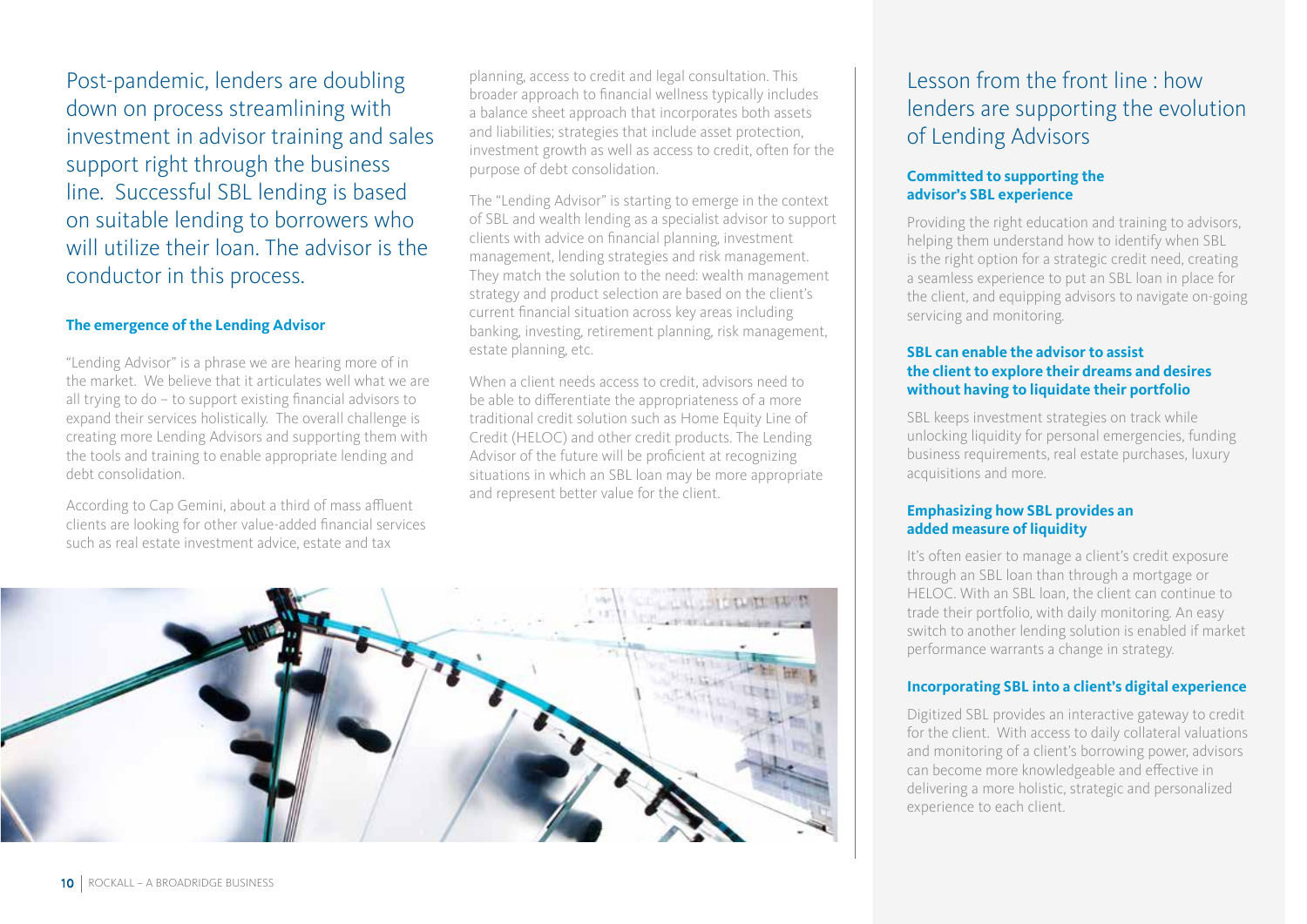Post-pandemic, lenders are doubling down on process streamlining with investment in advisor training and sales support right through the business line. Successful SBL lending is based on suitable lending to borrowers who will utilize their loan. The advisor is the conductor in this process.

**The emergence of the Lending Advisor**

"Lending Advisor" is a phrase we are hearing more of in the market. We believe that it articulates well what we are all trying to do – to support existing financial advisors to expand their services holistically. The overall challenge is creating more Lending Advisors and supporting them with the tools and training to enable appropriate lending and debt consolidation.

According to Cap Gemini, about a third of mass affluent clients are looking for other value-added financial services such as real estate investment advice, estate and tax planning, access to credit and legal consultation. This broader approach to financial wellness typically includes a balance sheet approach that incorporates both assets and liabilities; strategies that include asset protection, investment growth as well as access to credit, often for the purpose of debt consolidation.

The "Lending Advisor" is starting to emerge in the context of SBL and wealth lending as a specialist advisor to support clients with advice on financial planning, investment management, lending strategies and risk management. They match the solution to the need: wealth management strategy and product selection are based on the client's current financial situation across key areas including banking, investing, retirement planning, risk management, estate planning, etc.

When a client needs access to credit, advisors need to be able to differentiate the appropriateness of a more traditional credit solution such as Home Equity Line of Credit (HELOC) and other credit products. The Lending Advisor of the future will be proficient at recognizing situations in which an SBL loan may be more appropriate and represent better value for the client.

## Lesson from the front line : how lenders are supporting the evolution of Lending Advisors

**Committed to supporting the advisor's SBL experience**

Providing the right education and training to advisors, helping them understand how to identify when SBL is the right option for a strategic credit need, creating a seamless experience to put an SBL loan in place for the client, and equipping advisors to navigate on-going servicing and monitoring.

**SBL can enable the advisor to assist the client to explore their dreams and desires without having to liquidate their portfolio**

SBL keeps investment strategies on track while unlocking liquidity for personal emergencies, funding business requirements, real estate purchases, luxury acquisitions and more.

**Emphasizing how SBL provides an added measure of liquidity**

It's often easier to manage a client's credit exposure through an SBL loan than through a mortgage or HELOC. With an SBL loan, the client can continue to trade their portfolio, with daily monitoring. An easy switch to another lending solution is enabled if market performance warrants a change in strategy.

**Incorporating SBL into a client's digital experience**

Digitized SBL provides an interactive gateway to credit for the client. With access to daily collateral valuations and monitoring of a client's borrowing power, advisors can become more knowledgeable and effective in delivering a more holistic, strategic and personalized experience to each client.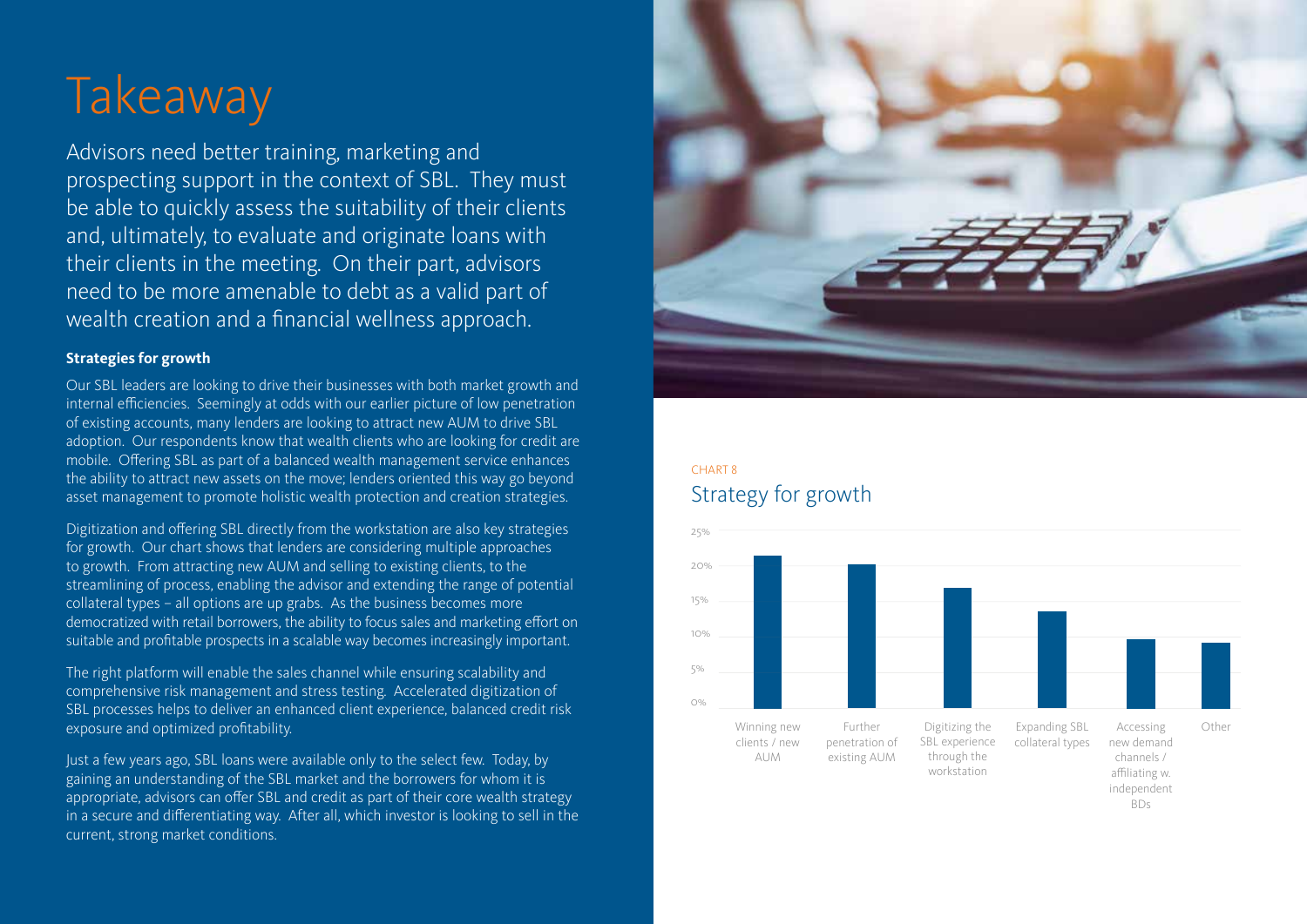# Takeaway

Advisors need better training, marketing and prospecting support in the context of SBL. They must be able to quickly assess the suitability of their clients and, ultimately, to evaluate and originate loans with their clients in the meeting. On their part, advisors need to be more amenable to debt as a valid part of wealth creation and a financial wellness approach.

**Strategies for growth**

Our SBL leaders are looking to drive their businesses with both market growth and internal efficiencies. Seemingly at odds with our earlier picture of low penetration of existing accounts, many lenders are looking to attract new AUM to drive SBL adoption. Our respondents know that wealth clients who are looking for credit are mobile. Offering SBL as part of a balanced wealth management service enhances the ability to attract new assets on the move; lenders oriented this way go beyond asset management to promote holistic wealth protection and creation strategies.

Digitization and offering SBL directly from the workstation are also key strategies for growth. Our chart shows that lenders are considering multiple approaches to growth. From attracting new AUM and selling to existing clients, to the streamlining of process, enabling the advisor and extending the range of potential collateral types – all options are up grabs. As the business becomes more democratized with retail borrowers, the ability to focus sales and marketing effort on suitable and profitable prospects in a scalable way becomes increasingly important.

The right platform will enable the sales channel while ensuring scalability and comprehensive risk management and stress testing. Accelerated digitization of SBL processes helps to deliver an enhanced client experience, balanced credit risk exposure and optimized profitability.

Just a few years ago, SBL loans were available only to the select few. Today, by gaining an understanding of the SBL market and the borrowers for whom it is appropriate, advisors can offer SBL and credit as part of their core wealth strategy in a secure and differentiating way. After all, which investor is looking to sell in the current, strong market conditions.

CHART 8

## Strategy for growth

| Strategy | Approximate share |
|---|---|
| Winning new clients / new AUM | ~21.5% |
| Further penetration of existing AUM | ~20% |
| Digitizing the SBL experience through the workstation | ~17% |
| Expanding SBL collateral types | ~13.5% |
| Accessing new demand channels / affiliating w. independent BDs | ~10% |
| Other | ~9% |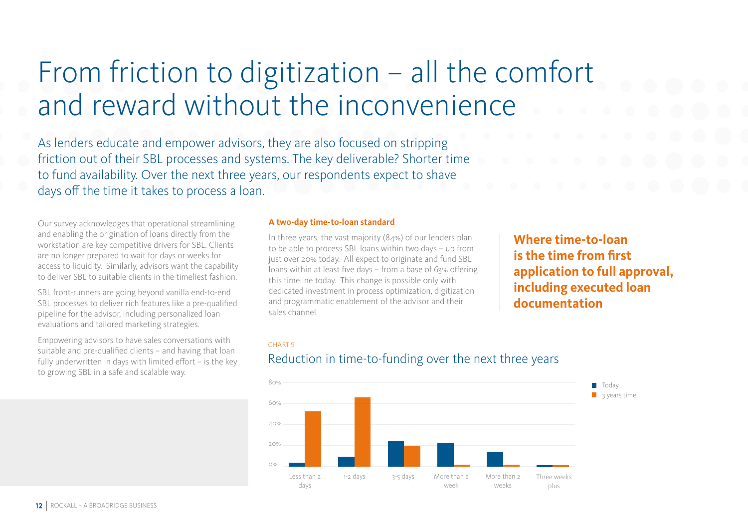# From friction to digitization – all the comfort and reward without the inconvenience

As lenders educate and empower advisors, they are also focused on stripping friction out of their SBL processes and systems. The key deliverable? Shorter time to fund availability. Over the next three years, our respondents expect to shave days off the time it takes to process a loan.

Our survey acknowledges that operational streamlining and enabling the origination of loans directly from the workstation are key competitive drivers for SBL. Clients are no longer prepared to wait for days or weeks for access to liquidity. Similarly, advisors want the capability to deliver SBL to suitable clients in the timeliest fashion.

SBL front-runners are going beyond vanilla end-to-end SBL processes to deliver rich features like a pre-qualified pipeline for the advisor, including personalized loan evaluations and tailored marketing strategies.

Empowering advisors to have sales conversations with suitable and pre-qualified clients – and having that loan fully underwritten in days with limited effort – is the key to growing SBL in a safe and scalable way.

**A two-day time-to-loan standard**

In three years, the vast majority (84%) of our lenders plan to be able to process SBL loans within two days – up from just over 20% today. All expect to originate and fund SBL loans within at least five days – from a base of 63% offering this timeline today. This change is possible only with dedicated investment in process optimization, digitization and programmatic enablement of the advisor and their sales channel.

**Where time-to-loan is the time from first application to full approval, including executed loan documentation**

CHART 9

## Reduction in time-to-funding over the next three years

| | Today | 3 years time |
|---|---|---|
| Less than 2 days | ~4% | ~53% |
| 1-2 days | ~9% | ~66% |
| 3-5 days | ~24% | ~20% |
| More than a week | ~22% | ~2% |
| More than 2 weeks | ~14% | ~2% |
| Three weeks plus | ~2% | ~2% |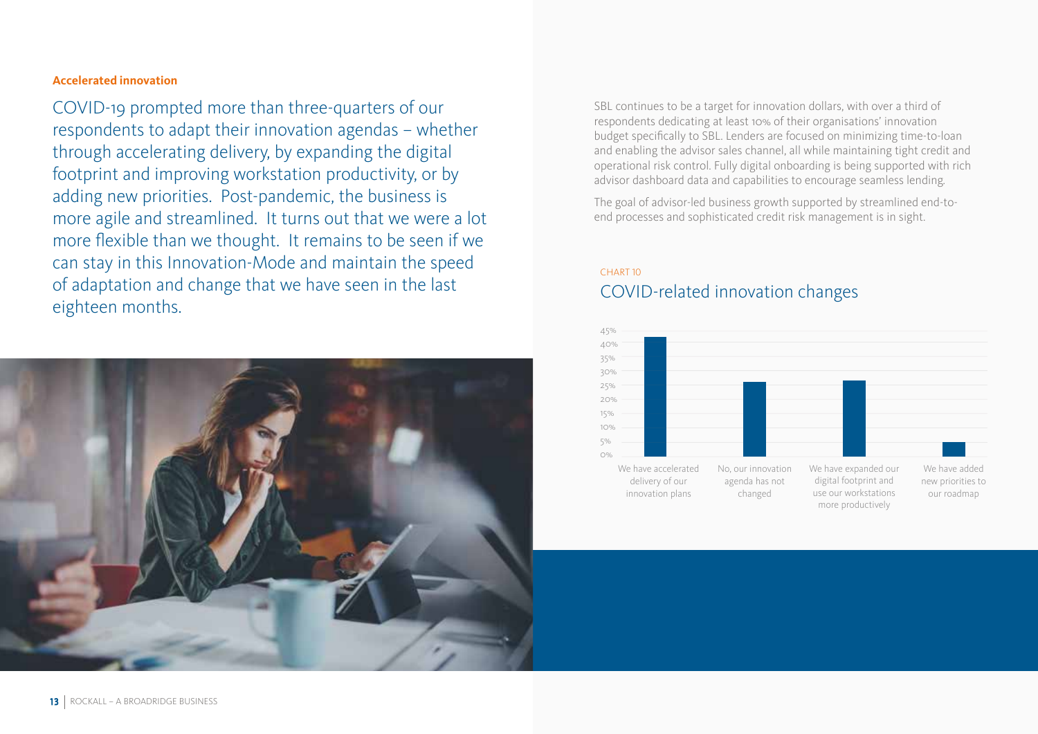## Accelerated innovation

COVID-19 prompted more than three-quarters of our respondents to adapt their innovation agendas – whether through accelerating delivery, by expanding the digital footprint and improving workstation productivity, or by adding new priorities. Post-pandemic, the business is more agile and streamlined. It turns out that we were a lot more flexible than we thought. It remains to be seen if we can stay in this Innovation-Mode and maintain the speed of adaptation and change that we have seen in the last eighteen months.

SBL continues to be a target for innovation dollars, with over a third of respondents dedicating at least 10% of their organisations' innovation budget specifically to SBL. Lenders are focused on minimizing time-to-loan and enabling the advisor sales channel, all while maintaining tight credit and operational risk control. Fully digital onboarding is being supported with rich advisor dashboard data and capabilities to encourage seamless lending.

The goal of advisor-led business growth supported by streamlined end-to-end processes and sophisticated credit risk management is in sight.

CHART 10

### COVID-related innovation changes

| Response | Approx. % |
|---|---|
| We have accelerated delivery of our innovation plans | ~42% |
| No, our innovation agenda has not changed | ~26% |
| We have expanded our digital footprint and use our workstations more productively | ~27% |
| We have added new priorities to our roadmap | ~5% |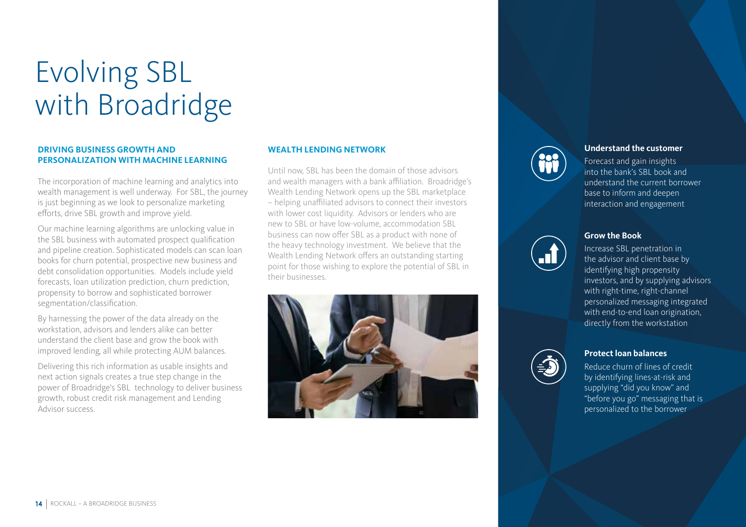# Evolving SBL with Broadridge

## DRIVING BUSINESS GROWTH AND PERSONALIZATION WITH MACHINE LEARNING

The incorporation of machine learning and analytics into wealth management is well underway. For SBL, the journey is just beginning as we look to personalize marketing efforts, drive SBL growth and improve yield.

Our machine learning algorithms are unlocking value in the SBL business with automated prospect qualification and pipeline creation. Sophisticated models can scan loan books for churn potential, prospective new business and debt consolidation opportunities. Models include yield forecasts, loan utilization prediction, churn prediction, propensity to borrow and sophisticated borrower segmentation/classification.

By harnessing the power of the data already on the workstation, advisors and lenders alike can better understand the client base and grow the book with improved lending, all while protecting AUM balances.

Delivering this rich information as usable insights and next action signals creates a true step change in the power of Broadridge's SBL technology to deliver business growth, robust credit risk management and Lending Advisor success.

## WEALTH LENDING NETWORK

Until now, SBL has been the domain of those advisors and wealth managers with a bank affiliation. Broadridge's Wealth Lending Network opens up the SBL marketplace – helping unaffiliated advisors to connect their investors with lower cost liquidity. Advisors or lenders who are new to SBL or have low-volume, accommodation SBL business can now offer SBL as a product with none of the heavy technology investment. We believe that the Wealth Lending Network offers an outstanding starting point for those wishing to explore the potential of SBL in their businesses.

**Understand the customer**

Forecast and gain insights into the bank's SBL book and understand the current borrower base to inform and deepen interaction and engagement

**Grow the Book**

Increase SBL penetration in the advisor and client base by identifying high propensity investors, and by supplying advisors with right-time, right-channel personalized messaging integrated with end-to-end loan origination, directly from the workstation

**Protect loan balances**

Reduce churn of lines of credit by identifying lines-at-risk and supplying "did you know" and "before you go" messaging that is personalized to the borrower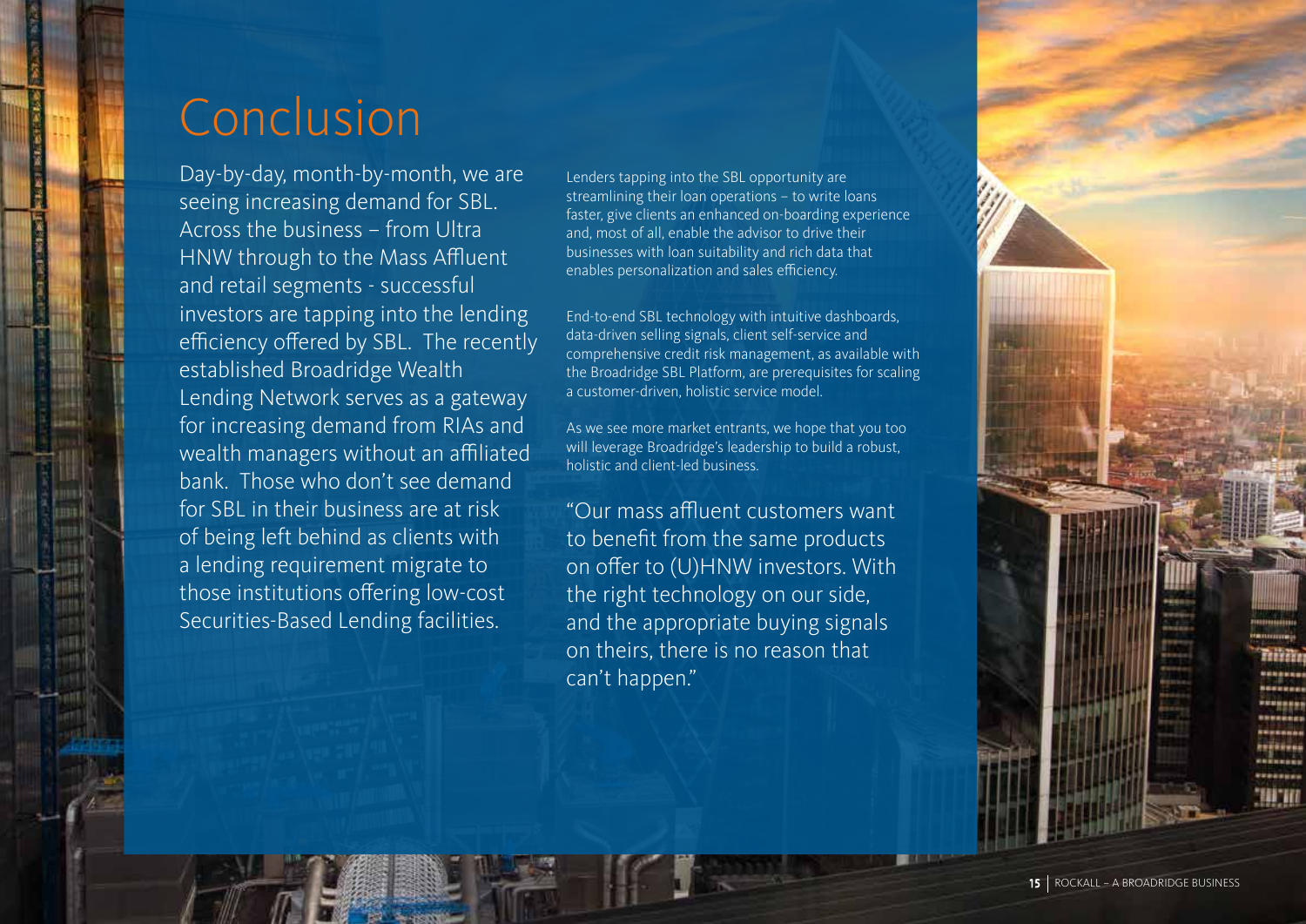# Conclusion

Day-by-day, month-by-month, we are seeing increasing demand for SBL. Across the business – from Ultra HNW through to the Mass Affluent and retail segments - successful investors are tapping into the lending efficiency offered by SBL. The recently established Broadridge Wealth Lending Network serves as a gateway for increasing demand from RIAs and wealth managers without an affiliated bank. Those who don't see demand for SBL in their business are at risk of being left behind as clients with a lending requirement migrate to those institutions offering low-cost Securities-Based Lending facilities.

Lenders tapping into the SBL opportunity are streamlining their loan operations – to write loans faster, give clients an enhanced on-boarding experience and, most of all, enable the advisor to drive their businesses with loan suitability and rich data that enables personalization and sales efficiency.

End-to-end SBL technology with intuitive dashboards, data-driven selling signals, client self-service and comprehensive credit risk management, as available with the Broadridge SBL Platform, are prerequisites for scaling a customer-driven, holistic service model.

As we see more market entrants, we hope that you too will leverage Broadridge's leadership to build a robust, holistic and client-led business.

"Our mass affluent customers want to benefit from the same products on offer to (U)HNW investors. With the right technology on our side, and the appropriate buying signals on theirs, there is no reason that can't happen."